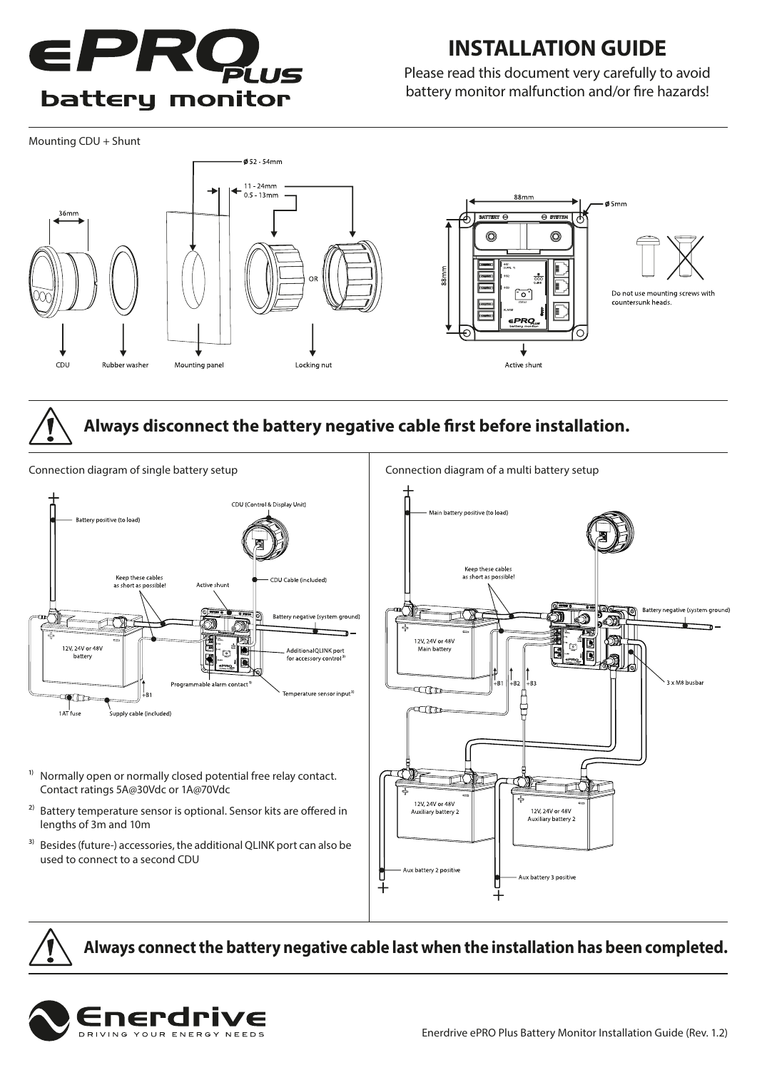# ePRO PLUS battery monitor

## INSTALLATION GUIDE

Please read this document very carefully to avoid battery monitor malfunction and/or fire hazards!

Mounting CDU + Shunt

36mm

ø 52 - 54mm

11 - 24mm
0.5 - 13mm

OR

CDU

Rubber washer

Mounting panel

Locking nut

88mm

88mm

ø 5mm

Active shunt

Do not use mounting screws with countersunk heads.

**Always disconnect the battery negative cable first before installation.**

Connection diagram of single battery setup

Battery positive (to load)

CDU (Control & Display Unit)

Keep these cables as short as possible!

Active shunt

CDU Cable (included)

Battery negative (system ground)

12V, 24V or 48V battery

AdditionalQLINK port for accessory control [3]

Programmable alarm contact [1]

Temperature sensor input [2]

+B1

1AT fuse

Supply cable (included)

1) Normally open or normally closed potential free relay contact. Contact ratings 5A@30Vdc or 1A@70Vdc

2) Battery temperature sensor is optional. Sensor kits are offered in lengths of 3m and 10m

3) Besides (future-) accessories, the additional QLINK port can also be used to connect to a second CDU

Connection diagram of a multi battery setup

Main battery positive (to load)

Keep these cables as short as possible!

Battery negative (system ground)

12V, 24V or 48V Main battery

+B1 +B2 +B3

3 x M8 busbar

12V, 24V or 48V Auxiliary battery 2

12V, 24V or 48V Auxiliary battery 2

Aux battery 2 positive

Aux battery 3 positive

**Always connect the battery negative cable last when the installation has been completed.**

Enerdrive
DRIVING YOUR ENERGY NEEDS

Enerdrive ePRO Plus Battery Monitor Installation Guide (Rev. 1.2)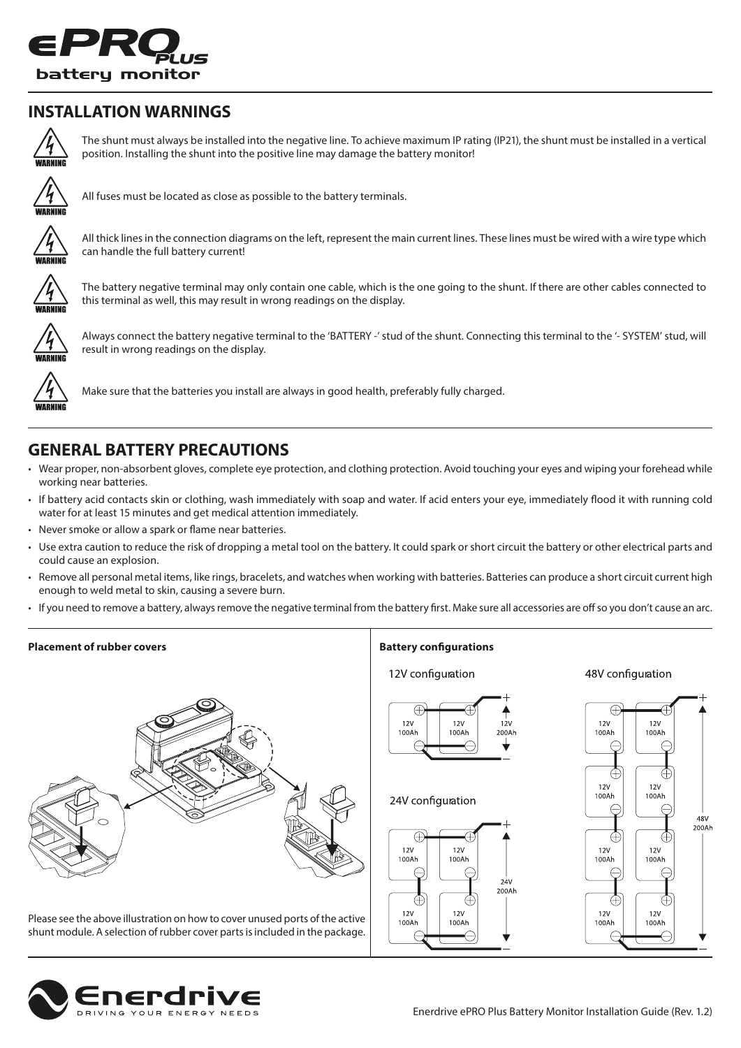# ePRO PLUS battery monitor

## INSTALLATION WARNINGS

WARNING: The shunt must always be installed into the negative line. To achieve maximum IP rating (IP21), the shunt must be installed in a vertical position. Installing the shunt into the positive line may damage the battery monitor!

WARNING: All fuses must be located as close as possible to the battery terminals.

WARNING: All thick lines in the connection diagrams on the left, represent the main current lines. These lines must be wired with a wire type which can handle the full battery current!

WARNING: The battery negative terminal may only contain one cable, which is the one going to the shunt. If there are other cables connected to this terminal as well, this may result in wrong readings on the display.

WARNING: Always connect the battery negative terminal to the 'BATTERY -' stud of the shunt. Connecting this terminal to the '- SYSTEM' stud, will result in wrong readings on the display.

WARNING: Make sure that the batteries you install are always in good health, preferably fully charged.

## GENERAL BATTERY PRECAUTIONS

- Wear proper, non-absorbent gloves, complete eye protection, and clothing protection. Avoid touching your eyes and wiping your forehead while working near batteries.
- If battery acid contacts skin or clothing, wash immediately with soap and water. If acid enters your eye, immediately flood it with running cold water for at least 15 minutes and get medical attention immediately.
- Never smoke or allow a spark or flame near batteries.
- Use extra caution to reduce the risk of dropping a metal tool on the battery. It could spark or short circuit the battery or other electrical parts and could cause an explosion.
- Remove all personal metal items, like rings, bracelets, and watches when working with batteries. Batteries can produce a short circuit current high enough to weld metal to skin, causing a severe burn.
- If you need to remove a battery, always remove the negative terminal from the battery first. Make sure all accessories are off so you don't cause an arc.

**Placement of rubber covers**

Please see the above illustration on how to cover unused ports of the active shunt module. A selection of rubber cover parts is included in the package.

**Battery configurations**

12V configuration

12V 100Ah
12V 100Ah
12V 200Ah

24V configuration

12V 100Ah
12V 100Ah
12V 100Ah
12V 100Ah
24V 200Ah

48V configuration

12V 100Ah
12V 100Ah
12V 100Ah
12V 100Ah
12V 100Ah
12V 100Ah
12V 100Ah
12V 100Ah
48V 200Ah

Enerdrive
DRIVING YOUR ENERGY NEEDS

Enerdrive ePRO Plus Battery Monitor Installation Guide (Rev. 1.2)